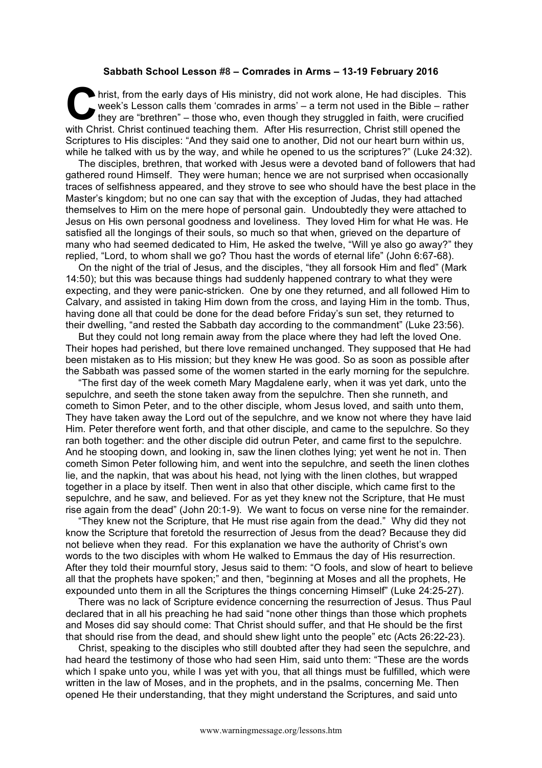**Sabbath School Lesson #8 – Comrades in Arms – 13-19 February 2016**

Christ, from the early days of His ministry, did not work alone, He had disciples. This week's Lesson calls them 'comrades in arms' – a term not used in the Bible – rather they are "brethren" – those who, even though they struggled in faith, were crucified with Christ. Christ continued teaching them. After His resurrection, Christ still opened the Scriptures to His disciples: "And they said one to another, Did not our heart burn within us, while he talked with us by the way, and while he opened to us the scriptures?" (Luke 24:32).

The disciples, brethren, that worked with Jesus were a devoted band of followers that had gathered round Himself. They were human; hence we are not surprised when occasionally traces of selfishness appeared, and they strove to see who should have the best place in the Master's kingdom; but no one can say that with the exception of Judas, they had attached themselves to Him on the mere hope of personal gain. Undoubtedly they were attached to Jesus on His own personal goodness and loveliness. They loved Him for what He was. He satisfied all the longings of their souls, so much so that when, grieved on the departure of many who had seemed dedicated to Him, He asked the twelve, "Will ye also go away?" they replied, "Lord, to whom shall we go? Thou hast the words of eternal life" (John 6:67-68).

On the night of the trial of Jesus, and the disciples, "they all forsook Him and fled" (Mark 14:50); but this was because things had suddenly happened contrary to what they were expecting, and they were panic-stricken. One by one they returned, and all followed Him to Calvary, and assisted in taking Him down from the cross, and laying Him in the tomb. Thus, having done all that could be done for the dead before Friday's sun set, they returned to their dwelling, "and rested the Sabbath day according to the commandment" (Luke 23:56).

But they could not long remain away from the place where they had left the loved One. Their hopes had perished, but there love remained unchanged. They supposed that He had been mistaken as to His mission; but they knew He was good. So as soon as possible after the Sabbath was passed some of the women started in the early morning for the sepulchre.

"The first day of the week cometh Mary Magdalene early, when it was yet dark, unto the sepulchre, and seeth the stone taken away from the sepulchre. Then she runneth, and cometh to Simon Peter, and to the other disciple, whom Jesus loved, and saith unto them, They have taken away the Lord out of the sepulchre, and we know not where they have laid Him. Peter therefore went forth, and that other disciple, and came to the sepulchre. So they ran both together: and the other disciple did outrun Peter, and came first to the sepulchre. And he stooping down, and looking in, saw the linen clothes lying; yet went he not in. Then cometh Simon Peter following him, and went into the sepulchre, and seeth the linen clothes lie, and the napkin, that was about his head, not lying with the linen clothes, but wrapped together in a place by itself. Then went in also that other disciple, which came first to the sepulchre, and he saw, and believed. For as yet they knew not the Scripture, that He must rise again from the dead" (John 20:1-9). We want to focus on verse nine for the remainder.

"They knew not the Scripture, that He must rise again from the dead." Why did they not know the Scripture that foretold the resurrection of Jesus from the dead? Because they did not believe when they read. For this explanation we have the authority of Christ's own words to the two disciples with whom He walked to Emmaus the day of His resurrection. After they told their mournful story, Jesus said to them: "O fools, and slow of heart to believe all that the prophets have spoken;" and then, "beginning at Moses and all the prophets, He expounded unto them in all the Scriptures the things concerning Himself" (Luke 24:25-27).

There was no lack of Scripture evidence concerning the resurrection of Jesus. Thus Paul declared that in all his preaching he had said "none other things than those which prophets and Moses did say should come: That Christ should suffer, and that He should be the first that should rise from the dead, and should shew light unto the people" etc (Acts 26:22-23).

Christ, speaking to the disciples who still doubted after they had seen the sepulchre, and had heard the testimony of those who had seen Him, said unto them: "These are the words which I spake unto you, while I was yet with you, that all things must be fulfilled, which were written in the law of Moses, and in the prophets, and in the psalms, concerning Me. Then opened He their understanding, that they might understand the Scriptures, and said unto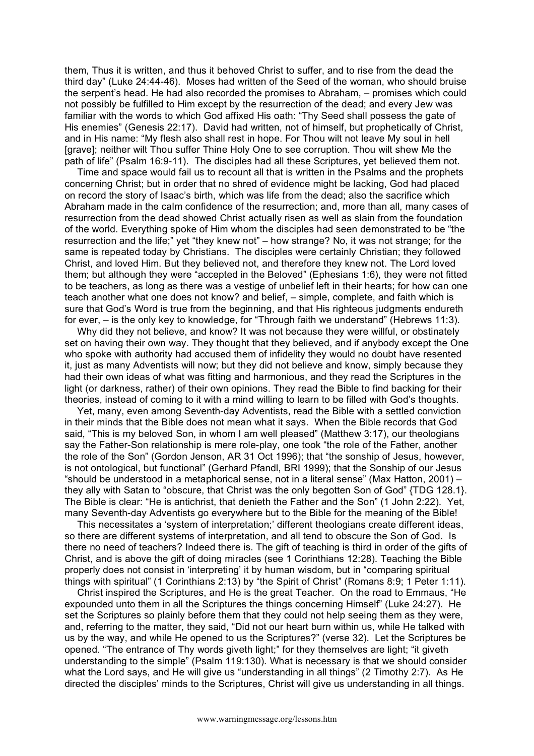them, Thus it is written, and thus it behoved Christ to suffer, and to rise from the dead the third day" (Luke 24:44-46). Moses had written of the Seed of the woman, who should bruise the serpent's head. He had also recorded the promises to Abraham, – promises which could not possibly be fulfilled to Him except by the resurrection of the dead; and every Jew was familiar with the words to which God affixed His oath: "Thy Seed shall possess the gate of His enemies" (Genesis 22:17). David had written, not of himself, but prophetically of Christ, and in His name: "My flesh also shall rest in hope. For Thou wilt not leave My soul in hell [grave]; neither wilt Thou suffer Thine Holy One to see corruption. Thou wilt shew Me the path of life" (Psalm 16:9-11). The disciples had all these Scriptures, yet believed them not.

Time and space would fail us to recount all that is written in the Psalms and the prophets concerning Christ; but in order that no shred of evidence might be lacking, God had placed on record the story of Isaac's birth, which was life from the dead; also the sacrifice which Abraham made in the calm confidence of the resurrection; and, more than all, many cases of resurrection from the dead showed Christ actually risen as well as slain from the foundation of the world. Everything spoke of Him whom the disciples had seen demonstrated to be "the resurrection and the life;" yet "they knew not" – how strange? No, it was not strange; for the same is repeated today by Christians. The disciples were certainly Christian; they followed Christ, and loved Him. But they believed not, and therefore they knew not. The Lord loved them; but although they were "accepted in the Beloved" (Ephesians 1:6), they were not fitted to be teachers, as long as there was a vestige of unbelief left in their hearts; for how can one teach another what one does not know? and belief, – simple, complete, and faith which is sure that God's Word is true from the beginning, and that His righteous judgments endureth for ever, – is the only key to knowledge, for "Through faith we understand" (Hebrews 11:3).

Why did they not believe, and know? It was not because they were willful, or obstinately set on having their own way. They thought that they believed, and if anybody except the One who spoke with authority had accused them of infidelity they would no doubt have resented it, just as many Adventists will now; but they did not believe and know, simply because they had their own ideas of what was fitting and harmonious, and they read the Scriptures in the light (or darkness, rather) of their own opinions. They read the Bible to find backing for their theories, instead of coming to it with a mind willing to learn to be filled with God's thoughts.

Yet, many, even among Seventh-day Adventists, read the Bible with a settled conviction in their minds that the Bible does not mean what it says. When the Bible records that God said, "This is my beloved Son, in whom I am well pleased" (Matthew 3:17), our theologians say the Father-Son relationship is mere role-play, one took "the role of the Father, another the role of the Son" (Gordon Jenson, AR 31 Oct 1996); that "the sonship of Jesus, however, is not ontological, but functional" (Gerhard Pfandl, BRI 1999); that the Sonship of our Jesus "should be understood in a metaphorical sense, not in a literal sense" (Max Hatton, 2001) – they ally with Satan to "obscure, that Christ was the only begotten Son of God" {TDG 128.1}. The Bible is clear: "He is antichrist, that denieth the Father and the Son" (1 John 2:22). Yet, many Seventh-day Adventists go everywhere but to the Bible for the meaning of the Bible!

This necessitates a 'system of interpretation;' different theologians create different ideas, so there are different systems of interpretation, and all tend to obscure the Son of God. Is there no need of teachers? Indeed there is. The gift of teaching is third in order of the gifts of Christ, and is above the gift of doing miracles (see 1 Corinthians 12:28). Teaching the Bible properly does not consist in 'interpreting' it by human wisdom, but in "comparing spiritual things with spiritual" (1 Corinthians 2:13) by "the Spirit of Christ" (Romans 8:9; 1 Peter 1:11).

Christ inspired the Scriptures, and He is the great Teacher. On the road to Emmaus, "He expounded unto them in all the Scriptures the things concerning Himself" (Luke 24:27). He set the Scriptures so plainly before them that they could not help seeing them as they were, and, referring to the matter, they said, "Did not our heart burn within us, while He talked with us by the way, and while He opened to us the Scriptures?" (verse 32). Let the Scriptures be opened. "The entrance of Thy words giveth light;" for they themselves are light; "it giveth understanding to the simple" (Psalm 119:130). What is necessary is that we should consider what the Lord says, and He will give us "understanding in all things" (2 Timothy 2:7). As He directed the disciples' minds to the Scriptures, Christ will give us understanding in all things.